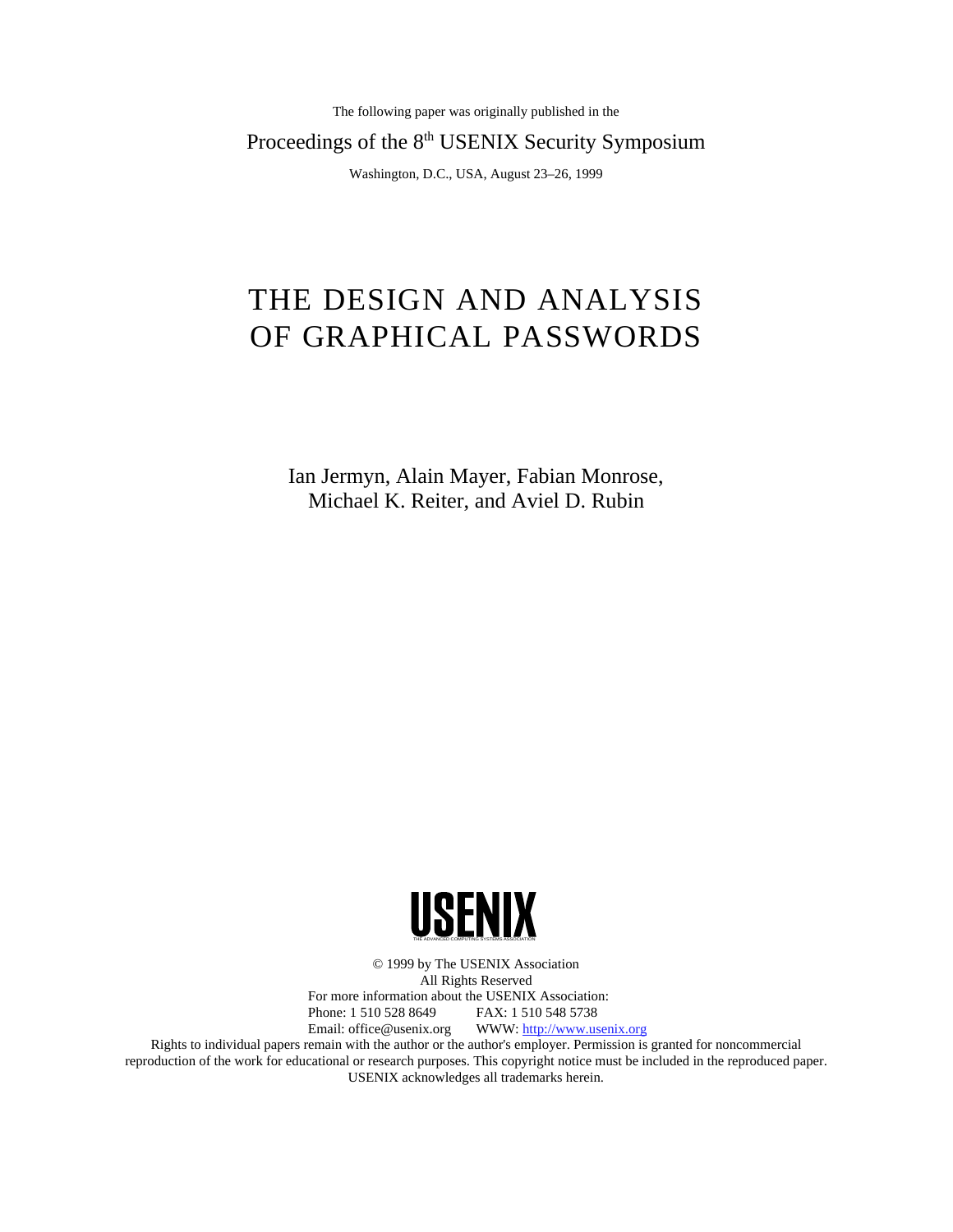The following paper was originally published in the

Proceedings of the 8th USENIX Security Symposium

Washington, D.C., USA, August 23–26, 1999

# THE DESIGN AND ANALYSIS OF GRAPHICAL PASSWORDS

Ian Jermyn, Alain Mayer, Fabian Monrose, Michael K. Reiter, and Aviel D. Rubin

USENIX

THE ADVANCED COMPUTING SYSTEMS ASSOCIATION

© 1999 by The USENIX Association
All Rights Reserved
For more information about the USENIX Association:
Phone: 1 510 528 8649 FAX: 1 510 548 5738
Email: office@usenix.org WWW: http://www.usenix.org
Rights to individual papers remain with the author or the author's employer. Permission is granted for noncommercial reproduction of the work for educational or research purposes. This copyright notice must be included in the reproduced paper. USENIX acknowledges all trademarks herein.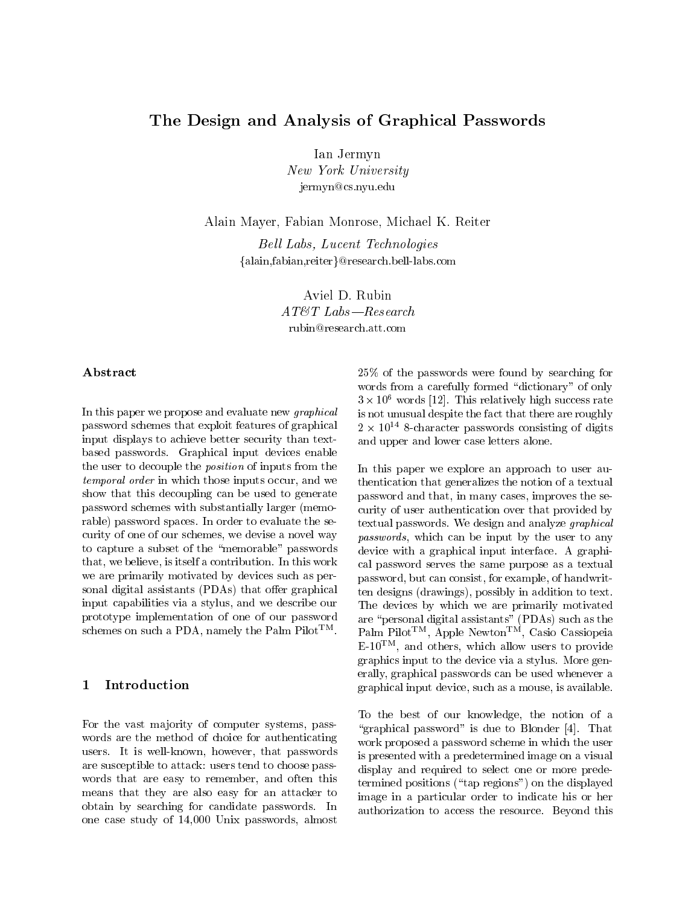# The Design and Analysis of Graphical Passwords

Ian Jermyn
*New York University*
jermyn@cs.nyu.edu

Alain Mayer, Fabian Monrose, Michael K. Reiter
*Bell Labs, Lucent Technologies*
{alain,fabian,reiter}@research.bell-labs.com

Aviel D. Rubin
*AT&T Labs—Research*
rubin@research.att.com

### Abstract

In this paper we propose and evaluate new *graphical* password schemes that exploit features of graphical input displays to achieve better security than text-based passwords. Graphical input devices enable the user to decouple the *position* of inputs from the *temporal order* in which those inputs occur, and we show that this decoupling can be used to generate password schemes with substantially larger (memorable) password spaces. In order to evaluate the security of one of our schemes, we devise a novel way to capture a subset of the "memorable" passwords that, we believe, is itself a contribution. In this work we are primarily motivated by devices such as personal digital assistants (PDAs) that offer graphical input capabilities via a stylus, and we describe our prototype implementation of one of our password schemes on such a PDA, namely the Palm Pilot™.

## 1 Introduction

For the vast majority of computer systems, passwords are the method of choice for authenticating users. It is well-known, however, that passwords are susceptible to attack: users tend to choose passwords that are easy to remember, and often this means that they are also easy for an attacker to obtain by searching for candidate passwords. In one case study of 14,000 Unix passwords, almost 25% of the passwords were found by searching for words from a carefully formed "dictionary" of only $3 \times 10^6$ words [12]. This relatively high success rate is not unusual despite the fact that there are roughly $2 \times 10^{14}$ 8-character passwords consisting of digits and upper and lower case letters alone.

In this paper we explore an approach to user authentication that generalizes the notion of a textual password and that, in many cases, improves the security of user authentication over that provided by textual passwords. We design and analyze *graphical passwords*, which can be input by the user to any device with a graphical input interface. A graphical password serves the same purpose as a textual password, but can consist, for example, of handwritten designs (drawings), possibly in addition to text. The devices by which we are primarily motivated are "personal digital assistants" (PDAs) such as the Palm Pilot™, Apple Newton™, Casio Cassiopeia E-10™, and others, which allow users to provide graphics input to the device via a stylus. More generally, graphical passwords can be used whenever a graphical input device, such as a mouse, is available.

To the best of our knowledge, the notion of a "graphical password" is due to Blonder [4]. That work proposed a password scheme in which the user is presented with a predetermined image on a visual display and required to select one or more predetermined positions ("tap regions") on the displayed image in a particular order to indicate his or her authorization to access the resource. Beyond this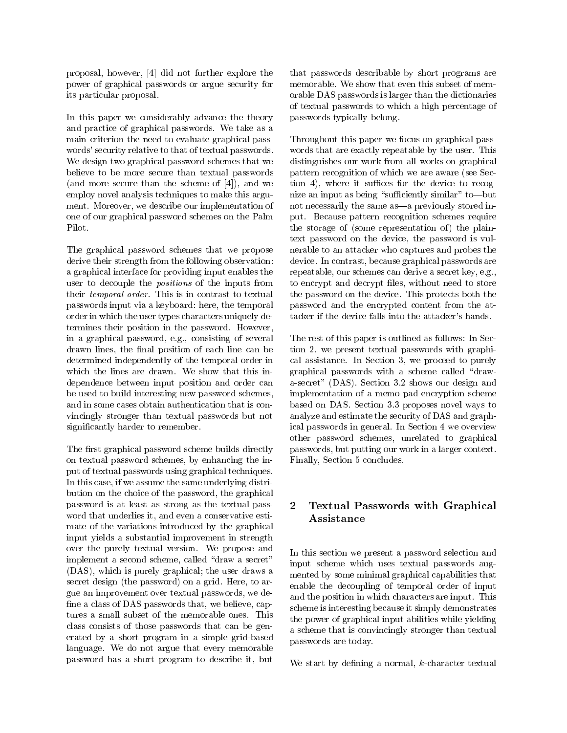proposal, however, [4] did not further explore the power of graphical passwords or argue security for its particular proposal.

In this paper we considerably advance the theory and practice of graphical passwords. We take as a main criterion the need to evaluate graphical passwords' security relative to that of textual passwords. We design two graphical password schemes that we believe to be more secure than textual passwords (and more secure than the scheme of [4]), and we employ novel analysis techniques to make this argument. Moreover, we describe our implementation of one of our graphical password schemes on the Palm Pilot.

The graphical password schemes that we propose derive their strength from the following observation: a graphical interface for providing input enables the user to decouple the *positions* of the inputs from their *temporal order*. This is in contrast to textual passwords input via a keyboard: here, the temporal order in which the user types characters uniquely determines their position in the password. However, in a graphical password, e.g., consisting of several drawn lines, the final position of each line can be determined independently of the temporal order in which the lines are drawn. We show that this independence between input position and order can be used to build interesting new password schemes, and in some cases obtain authentication that is convincingly stronger than textual passwords but not significantly harder to remember.

The first graphical password scheme builds directly on textual password schemes, by enhancing the input of textual passwords using graphical techniques. In this case, if we assume the same underlying distribution on the choice of the password, the graphical password is at least as strong as the textual password that underlies it, and even a conservative estimate of the variations introduced by the graphical input yields a substantial improvement in strength over the purely textual version. We propose and implement a second scheme, called "draw a secret" (DAS), which is purely graphical; the user draws a secret design (the password) on a grid. Here, to argue an improvement over textual passwords, we define a class of DAS passwords that, we believe, captures a small subset of the memorable ones. This class consists of those passwords that can be generated by a short program in a simple grid-based language. We do not argue that every memorable password has a short program to describe it, but that passwords describable by short programs are memorable. We show that even this subset of memorable DAS passwords is larger than the dictionaries of textual passwords to which a high percentage of passwords typically belong.

Throughout this paper we focus on graphical passwords that are exactly repeatable by the user. This distinguishes our work from all works on graphical pattern recognition of which we are aware (see Section 4), where it suffices for the device to recognize an input as being "sufficiently similar" to—but not necessarily the same as—a previously stored input. Because pattern recognition schemes require the storage of (some representation of) the plaintext password on the device, the password is vulnerable to an attacker who captures and probes the device. In contrast, because graphical passwords are repeatable, our schemes can derive a secret key, e.g., to encrypt and decrypt files, without need to store the password on the device. This protects both the password and the encrypted content from the attacker if the device falls into the attacker's hands.

The rest of this paper is outlined as follows: In Section 2, we present textual passwords with graphical assistance. In Section 3, we proceed to purely graphical passwords with a scheme called "draw-a-secret" (DAS). Section 3.2 shows our design and implementation of a memo pad encryption scheme based on DAS. Section 3.3 proposes novel ways to analyze and estimate the security of DAS and graphical passwords in general. In Section 4 we overview other password schemes, unrelated to graphical passwords, but putting our work in a larger context. Finally, Section 5 concludes.

## 2 Textual Passwords with Graphical Assistance

In this section we present a password selection and input scheme which uses textual passwords augmented by some minimal graphical capabilities that enable the decoupling of temporal order of input and the position in which characters are input. This scheme is interesting because it simply demonstrates the power of graphical input abilities while yielding a scheme that is convincingly stronger than textual passwords are today.

We start by defining a normal, $k$-character textual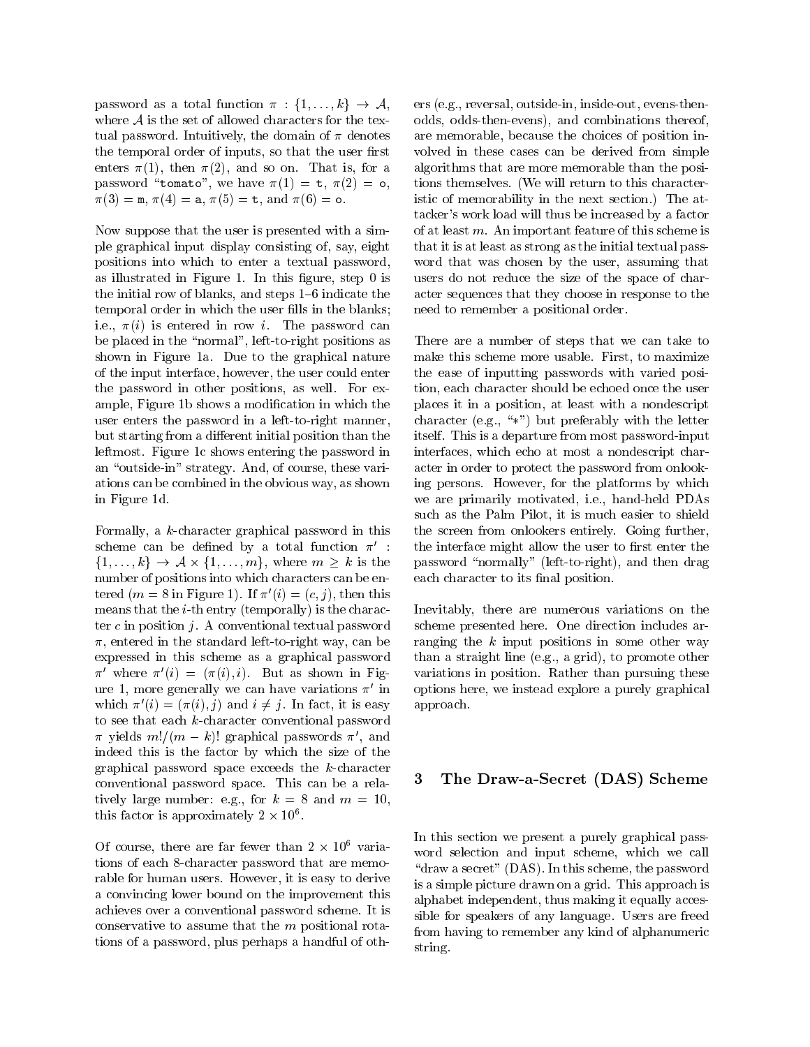password as a total function $\pi : \{1, \ldots, k\} \rightarrow \mathcal{A}$, where $\mathcal{A}$ is the set of allowed characters for the textual password. Intuitively, the domain of $\pi$ denotes the temporal order of inputs, so that the user first enters $\pi(1)$, then $\pi(2)$, and so on. That is, for a password "tomato", we have $\pi(1) = \texttt{t}$, $\pi(2) = \texttt{o}$, $\pi(3) = \texttt{m}$, $\pi(4) = \texttt{a}$, $\pi(5) = \texttt{t}$, and $\pi(6) = \texttt{o}$.

Now suppose that the user is presented with a simple graphical input display consisting of, say, eight positions into which to enter a textual password, as illustrated in Figure 1. In this figure, step 0 is the initial row of blanks, and steps 1–6 indicate the temporal order in which the user fills in the blanks; i.e., $\pi(i)$ is entered in row $i$. The password can be placed in the "normal", left-to-right positions as shown in Figure 1a. Due to the graphical nature of the input interface, however, the user could enter the password in other positions, as well. For example, Figure 1b shows a modification in which the user enters the password in a left-to-right manner, but starting from a different initial position than the leftmost. Figure 1c shows entering the password in an "outside-in" strategy. And, of course, these variations can be combined in the obvious way, as shown in Figure 1d.

Formally, a $k$-character graphical password in this scheme can be defined by a total function $\pi' : \{1, \ldots, k\} \rightarrow \mathcal{A} \times \{1, \ldots, m\}$, where $m \geq k$ is the number of positions into which characters can be entered ($m = 8$ in Figure 1). If $\pi'(i) = (c, j)$, then this means that the $i$-th entry (temporally) is the character $c$ in position $j$. A conventional textual password $\pi$, entered in the standard left-to-right way, can be expressed in this scheme as a graphical password $\pi'$ where $\pi'(i) = (\pi(i), i)$. But as shown in Figure 1, more generally we can have variations $\pi'$ in which $\pi'(i) = (\pi(i), j)$ and $i \neq j$. In fact, it is easy to see that each $k$-character conventional password $\pi$ yields $m!/(m-k)!$ graphical passwords $\pi'$, and indeed this is the factor by which the size of the graphical password space exceeds the $k$-character conventional password space. This can be a relatively large number: e.g., for $k = 8$ and $m = 10$, this factor is approximately $2 \times 10^6$.

Of course, there are far fewer than $2 \times 10^6$ variations of each 8-character password that are memorable for human users. However, it is easy to derive a convincing lower bound on the improvement this achieves over a conventional password scheme. It is conservative to assume that the $m$ positional rotations of a password, plus perhaps a handful of others (e.g., reversal, outside-in, inside-out, evens-then-odds, odds-then-evens), and combinations thereof, are memorable, because the choices of position involved in these cases can be derived from simple algorithms that are more memorable than the positions themselves. (We will return to this characteristic of memorability in the next section.) The attacker's work load will thus be increased by a factor of at least $m$. An important feature of this scheme is that it is at least as strong as the initial textual password that was chosen by the user, assuming that users do not reduce the size of the space of character sequences that they choose in response to the need to remember a positional order.

There are a number of steps that we can take to make this scheme more usable. First, to maximize the ease of inputting passwords with varied position, each character should be echoed once the user places it in a position, at least with a nondescript character (e.g., "*") but preferably with the letter itself. This is a departure from most password-input interfaces, which echo at most a nondescript character in order to protect the password from onlooking persons. However, for the platforms by which we are primarily motivated, i.e., hand-held PDAs such as the Palm Pilot, it is much easier to shield the screen from onlookers entirely. Going further, the interface might allow the user to first enter the password "normally" (left-to-right), and then drag each character to its final position.

Inevitably, there are numerous variations on the scheme presented here. One direction includes arranging the $k$ input positions in some other way than a straight line (e.g., a grid), to promote other variations in position. Rather than pursuing these options here, we instead explore a purely graphical approach.

## 3 The Draw-a-Secret (DAS) Scheme

In this section we present a purely graphical password selection and input scheme, which we call "draw a secret" (DAS). In this scheme, the password is a simple picture drawn on a grid. This approach is alphabet independent, thus making it equally accessible for speakers of any language. Users are freed from having to remember any kind of alphanumeric string.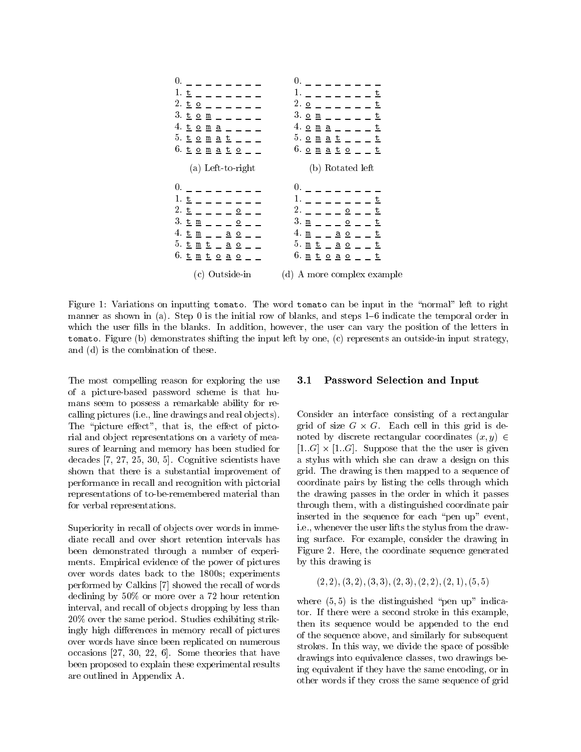```
0. _ _ _ _ _ _ _ _          0. _ _ _ _ _ _ _ _
1. t _ _ _ _ _ _ _          1. _ _ _ _ _ _ _ t
2. t o _ _ _ _ _ _          2. o _ _ _ _ _ _ t
3. t o m _ _ _ _ _          3. o m _ _ _ _ _ t
4. t o m a _ _ _ _          4. o m a _ _ _ _ t
5. t o m a t _ _ _          5. o m a t _ _ _ t
6. t o m a t o _ _          6. o m a t o _ _ t

   (a) Left-to-right           (b) Rotated left

0. _ _ _ _ _ _ _ _          0. _ _ _ _ _ _ _ _
1. t _ _ _ _ _ _ _          1. _ _ _ _ _ _ _ t
2. t _ _ _ _ o _ _          2. _ _ _ _ o _ _ t
3. t m _ _ _ o _ _          3. m _ _ _ o _ _ t
4. t m _ _ a o _ _          4. m _ _ a o _ _ t
5. t m t _ a o _ _          5. m t _ a o _ _ t
6. t m t o a o _ _          6. m t o a o _ _ t

   (c) Outside-in              (d) A more complex example
```

Figure 1: Variations on inputting `tomato`. The word `tomato` can be input in the "normal" left to right manner as shown in (a). Step 0 is the initial row of blanks, and steps 1–6 indicate the temporal order in which the user fills in the blanks. In addition, however, the user can vary the position of the letters in `tomato`. Figure (b) demonstrates shifting the input left by one, (c) represents an outside-in input strategy, and (d) is the combination of these.

The most compelling reason for exploring the use of a picture-based password scheme is that humans seem to possess a remarkable ability for recalling pictures (i.e., line drawings and real objects). The "picture effect", that is, the effect of pictorial and object representations on a variety of measures of learning and memory has been studied for decades [7, 27, 25, 30, 5]. Cognitive scientists have shown that there is a substantial improvement of performance in recall and recognition with pictorial representations of to-be-remembered material than for verbal representations.

Superiority in recall of objects over words in immediate recall and over short retention intervals has been demonstrated through a number of experiments. Empirical evidence of the power of pictures over words dates back to the 1800s; experiments performed by Calkins [7] showed the recall of words declining by 50% or more over a 72 hour retention interval, and recall of objects dropping by less than 20% over the same period. Studies exhibiting strikingly high differences in memory recall of pictures over words have since been replicated on numerous occasions [27, 30, 22, 6]. Some theories that have been proposed to explain these experimental results are outlined in Appendix A.

### 3.1 Password Selection and Input

Consider an interface consisting of a rectangular grid of size $G \times G$. Each cell in this grid is denoted by discrete rectangular coordinates $(x, y) \in [1..G] \times [1..G]$. Suppose that the the user is given a stylus with which she can draw a design on this grid. The drawing is then mapped to a sequence of coordinate pairs by listing the cells through which the drawing passes in the order in which it passes through them, with a distinguished coordinate pair inserted in the sequence for each "pen up" event, i.e., whenever the user lifts the stylus from the drawing surface. For example, consider the drawing in Figure 2. Here, the coordinate sequence generated by this drawing is

$$(2,2),(3,2),(3,3),(2,3),(2,2),(2,1),(5,5)$$

where $(5,5)$ is the distinguished "pen up" indicator. If there were a second stroke in this example, then its sequence would be appended to the end of the sequence above, and similarly for subsequent strokes. In this way, we divide the space of possible drawings into equivalence classes, two drawings being equivalent if they have the same encoding, or in other words if they cross the same sequence of grid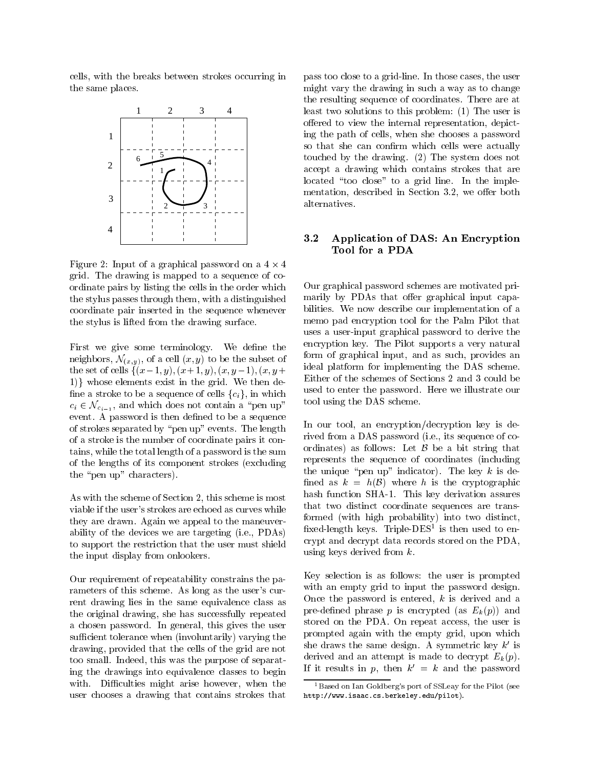cells, with the breaks between strokes occurring in the same places.

Figure 2: Input of a graphical password on a $4 \times 4$ grid. The drawing is mapped to a sequence of coordinate pairs by listing the cells in the order which the stylus passes through them, with a distinguished coordinate pair inserted in the sequence whenever the stylus is lifted from the drawing surface.

First we give some terminology. We define the neighbors, $\mathcal{N}_{(x,y)}$, of a cell $(x, y)$ to be the subset of the set of cells $\{(x-1, y), (x+1, y), (x, y-1), (x, y+1)\}$ whose elements exist in the grid. We then define a stroke to be a sequence of cells $\{c_i\}$, in which $c_i \in \mathcal{N}_{c_{i-1}}$, and which does not contain a "pen up" event. A password is then defined to be a sequence of strokes separated by "pen up" events. The length of a stroke is the number of coordinate pairs it contains, while the total length of a password is the sum of the lengths of its component strokes (excluding the "pen up" characters).

As with the scheme of Section 2, this scheme is most viable if the user's strokes are echoed as curves while they are drawn. Again we appeal to the maneuverability of the devices we are targeting (i.e., PDAs) to support the restriction that the user must shield the input display from onlookers.

Our requirement of repeatability constrains the parameters of this scheme. As long as the user's current drawing lies in the same equivalence class as the original drawing, she has successfully repeated a chosen password. In general, this gives the user sufficient tolerance when (involuntarily) varying the drawing, provided that the cells of the grid are not too small. Indeed, this was the purpose of separating the drawings into equivalence classes to begin with. Difficulties might arise however, when the user chooses a drawing that contains strokes that pass too close to a grid-line. In those cases, the user might vary the drawing in such a way as to change the resulting sequence of coordinates. There are at least two solutions to this problem: (1) The user is offered to view the internal representation, depicting the path of cells, when she chooses a password so that she can confirm which cells were actually touched by the drawing. (2) The system does not accept a drawing which contains strokes that are located "too close" to a grid line. In the implementation, described in Section 3.2, we offer both alternatives.

### 3.2 Application of DAS: An Encryption Tool for a PDA

Our graphical password schemes are motivated primarily by PDAs that offer graphical input capabilities. We now describe our implementation of a memo pad encryption tool for the Palm Pilot that uses a user-input graphical password to derive the encryption key. The Pilot supports a very natural form of graphical input, and as such, provides an ideal platform for implementing the DAS scheme. Either of the schemes of Sections 2 and 3 could be used to enter the password. Here we illustrate our tool using the DAS scheme.

In our tool, an encryption/decryption key is derived from a DAS password (i.e., its sequence of coordinates) as follows: Let $\mathcal{B}$ be a bit string that represents the sequence of coordinates (including the unique "pen up" indicator). The key $k$ is defined as $k = h(\mathcal{B})$ where $h$ is the cryptographic hash function SHA-1. This key derivation assures that two distinct coordinate sequences are transformed (with high probability) into two distinct, fixed-length keys. Triple-DES[1] is then used to encrypt and decrypt data records stored on the PDA, using keys derived from $k$.

Key selection is as follows: the user is prompted with an empty grid to input the password design. Once the password is entered, $k$ is derived and a pre-defined phrase $p$ is encrypted (as $E_k(p)$) and stored on the PDA. On repeat access, the user is prompted again with the empty grid, upon which she draws the same design. A symmetric key $k'$ is derived and an attempt is made to decrypt $E_k(p)$. If it results in $p$, then $k' = k$ and the password

[1] Based on Ian Goldberg's port of SSLeay for the Pilot (see http://www.isaac.cs.berkeley.edu/pilot).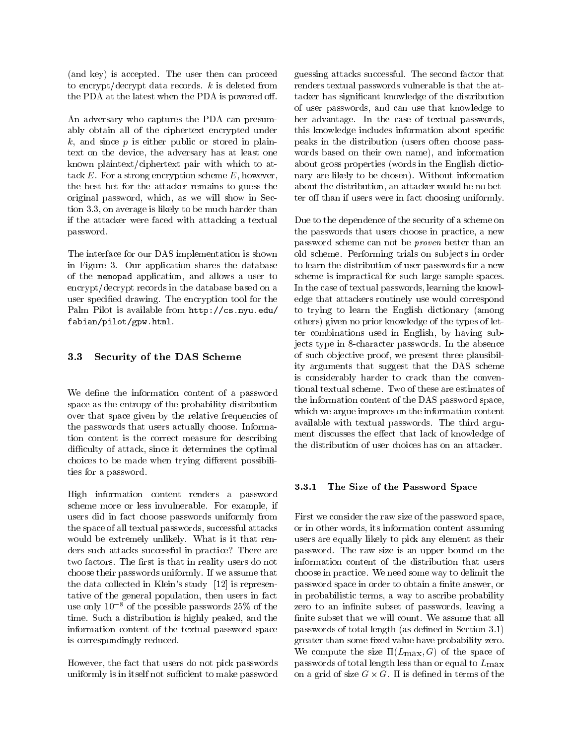(and key) is accepted. The user then can proceed to encrypt/decrypt data records. $k$ is deleted from the PDA at the latest when the PDA is powered off.

An adversary who captures the PDA can presumably obtain all of the ciphertext encrypted under $k$, and since $p$ is either public or stored in plaintext on the device, the adversary has at least one known plaintext/ciphertext pair with which to attack $E$. For a strong encryption scheme $E$, however, the best bet for the attacker remains to guess the original password, which, as we will show in Section 3.3, on average is likely to be much harder than if the attacker were faced with attacking a textual password.

The interface for our DAS implementation is shown in Figure 3. Our application shares the database of the `memopad` application, and allows a user to encrypt/decrypt records in the database based on a user specified drawing. The encryption tool for the Palm Pilot is available from `http://cs.nyu.edu/fabian/pilot/gpw.html`.

### 3.3 Security of the DAS Scheme

We define the information content of a password space as the entropy of the probability distribution over that space given by the relative frequencies of the passwords that users actually choose. Information content is the correct measure for describing difficulty of attack, since it determines the optimal choices to be made when trying different possibilities for a password.

High information content renders a password scheme more or less invulnerable. For example, if users did in fact choose passwords uniformly from the space of all textual passwords, successful attacks would be extremely unlikely. What is it that renders such attacks successful in practice? There are two factors. The first is that in reality users do not choose their passwords uniformly. If we assume that the data collected in Klein's study [12] is representative of the general population, then users in fact use only $10^{-8}$ of the possible passwords 25% of the time. Such a distribution is highly peaked, and the information content of the textual password space is correspondingly reduced.

However, the fact that users do not pick passwords uniformly is in itself not sufficient to make password guessing attacks successful. The second factor that renders textual passwords vulnerable is that the attacker has significant knowledge of the distribution of user passwords, and can use that knowledge to her advantage. In the case of textual passwords, this knowledge includes information about specific peaks in the distribution (users often choose passwords based on their own name), and information about gross properties (words in the English dictionary are likely to be chosen). Without information about the distribution, an attacker would be no better off than if users were in fact choosing uniformly.

Due to the dependence of the security of a scheme on the passwords that users choose in practice, a new password scheme can not be *proven* better than an old scheme. Performing trials on subjects in order to learn the distribution of user passwords for a new scheme is impractical for such large sample spaces. In the case of textual passwords, learning the knowledge that attackers routinely use would correspond to trying to learn the English dictionary (among others) given no prior knowledge of the types of letter combinations used in English, by having subjects type in 8-character passwords. In the absence of such objective proof, we present three plausibility arguments that suggest that the DAS scheme is considerably harder to crack than the conventional textual scheme. Two of these are estimates of the information content of the DAS password space, which we argue improves on the information content available with textual passwords. The third argument discusses the effect that lack of knowledge of the distribution of user choices has on an attacker.

#### 3.3.1 The Size of the Password Space

First we consider the raw size of the password space, or in other words, its information content assuming users are equally likely to pick any element as their password. The raw size is an upper bound on the information content of the distribution that users choose in practice. We need some way to delimit the password space in order to obtain a finite answer, or in probabilistic terms, a way to ascribe probability zero to an infinite subset of passwords, leaving a finite subset that we will count. We assume that all passwords of total length (as defined in Section 3.1) greater than some fixed value have probability zero. We compute the size $\Pi(L_{\max}, G)$ of the space of passwords of total length less than or equal to $L_{\max}$ on a grid of size $G \times G$. $\Pi$ is defined in terms of the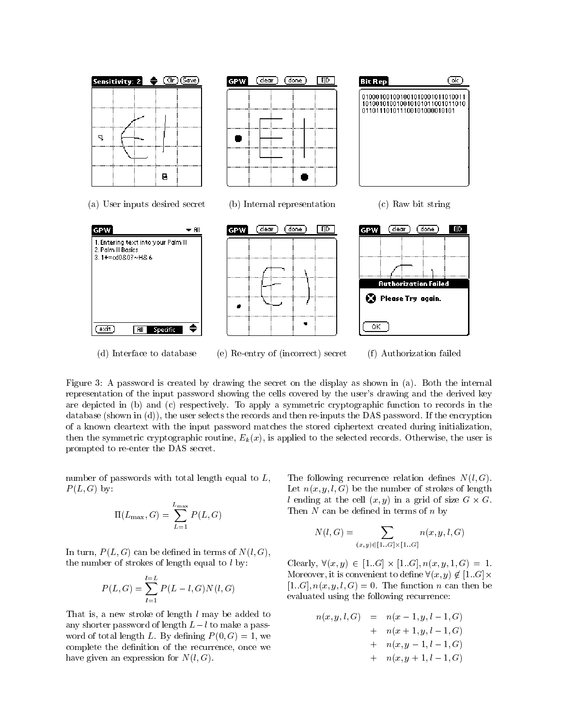(a) User inputs desired secret

(b) Internal representation

(c) Raw bit string

(d) Interface to database

(e) Re-entry of (incorrect) secret

(f) Authorization failed

Figure 3: A password is created by drawing the secret on the display as shown in (a). Both the internal representation of the input password showing the cells covered by the user's drawing and the derived key are depicted in (b) and (c) respectively. To apply a symmetric cryptographic function to records in the database (shown in (d)), the user selects the records and then re-inputs the DAS password. If the encryption of a known cleartext with the input password matches the stored ciphertext created during initialization, then the symmetric cryptographic routine, $E_k(x)$, is applied to the selected records. Otherwise, the user is prompted to re-enter the DAS secret.

number of passwords with total length equal to $L$, $P(L, G)$ by:

$$\Pi(L_{\max}, G) = \sum_{L=1}^{L_{\max}} P(L, G)$$

In turn, $P(L, G)$ can be defined in terms of $N(l, G)$, the number of strokes of length equal to $l$ by:

$$P(L, G) = \sum_{l=1}^{l=L} P(L-l, G)N(l, G)$$

That is, a new stroke of length $l$ may be added to any shorter password of length $L-l$ to make a password of total length $L$. By defining $P(0, G) = 1$, we complete the definition of the recurrence, once we have given an expression for $N(l, G)$.

The following recurrence relation defines $N(l, G)$. Let $n(x, y, l, G)$ be the number of strokes of length $l$ ending at the cell $(x, y)$ in a grid of size $G \times G$. Then $N$ can be defined in terms of $n$ by

$$N(l, G) = \sum_{(x,y) \in [1..G] \times [1..G]} n(x, y, l, G)$$

Clearly, $\forall (x, y) \in [1..G] \times [1..G], n(x, y, 1, G) = 1$. Moreover, it is convenient to define $\forall (x, y) \notin [1..G] \times [1..G], n(x, y, l, G) = 0$. The function $n$ can then be evaluated using the following recurrence:

$$\begin{aligned} n(x, y, l, G) &= n(x-1, y, l-1, G) \\ &+ n(x+1, y, l-1, G) \\ &+ n(x, y-1, l-1, G) \\ &+ n(x, y+1, l-1, G) \end{aligned}$$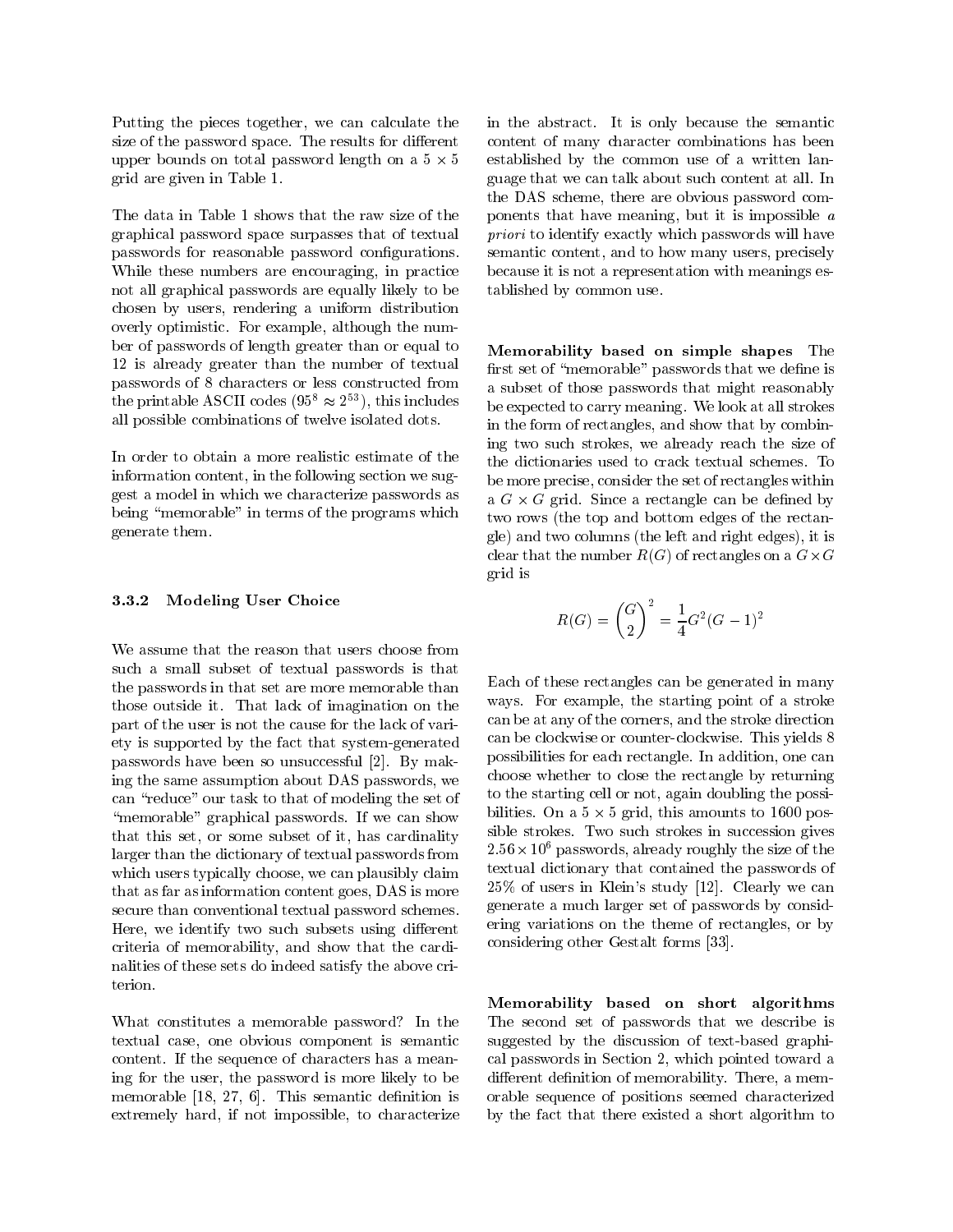Putting the pieces together, we can calculate the size of the password space. The results for different upper bounds on total password length on a $5 \times 5$ grid are given in Table 1.

The data in Table 1 shows that the raw size of the graphical password space surpasses that of textual passwords for reasonable password configurations. While these numbers are encouraging, in practice not all graphical passwords are equally likely to be chosen by users, rendering a uniform distribution overly optimistic. For example, although the number of passwords of length greater than or equal to 12 is already greater than the number of textual passwords of 8 characters or less constructed from the printable ASCII codes ($95^8 \approx 2^{53}$), this includes all possible combinations of twelve isolated dots.

In order to obtain a more realistic estimate of the information content, in the following section we suggest a model in which we characterize passwords as being "memorable" in terms of the programs which generate them.

### 3.3.2 Modeling User Choice

We assume that the reason that users choose from such a small subset of textual passwords is that the passwords in that set are more memorable than those outside it. That lack of imagination on the part of the user is not the cause for the lack of variety is supported by the fact that system-generated passwords have been so unsuccessful [2]. By making the same assumption about DAS passwords, we can "reduce" our task to that of modeling the set of "memorable" graphical passwords. If we can show that this set, or some subset of it, has cardinality larger than the dictionary of textual passwords from which users typically choose, we can plausibly claim that as far as information content goes, DAS is more secure than conventional textual password schemes. Here, we identify two such subsets using different criteria of memorability, and show that the cardinalities of these sets do indeed satisfy the above criterion.

What constitutes a memorable password? In the textual case, one obvious component is semantic content. If the sequence of characters has a meaning for the user, the password is more likely to be memorable [18, 27, 6]. This semantic definition is extremely hard, if not impossible, to characterize in the abstract. It is only because the semantic content of many character combinations has been established by the common use of a written language that we can talk about such content at all. In the DAS scheme, there are obvious password components that have meaning, but it is impossible *a priori* to identify exactly which passwords will have semantic content, and to how many users, precisely because it is not a representation with meanings established by common use.

**Memorability based on simple shapes** The first set of "memorable" passwords that we define is a subset of those passwords that might reasonably be expected to carry meaning. We look at all strokes in the form of rectangles, and show that by combining two such strokes, we already reach the size of the dictionaries used to crack textual schemes. To be more precise, consider the set of rectangles within a $G \times G$ grid. Since a rectangle can be defined by two rows (the top and bottom edges of the rectangle) and two columns (the left and right edges), it is clear that the number $R(G)$ of rectangles on a $G \times G$ grid is

$$R(G) = \binom{G}{2}^2 = \frac{1}{4}G^2(G-1)^2$$

Each of these rectangles can be generated in many ways. For example, the starting point of a stroke can be at any of the corners, and the stroke direction can be clockwise or counter-clockwise. This yields 8 possibilities for each rectangle. In addition, one can choose whether to close the rectangle by returning to the starting cell or not, again doubling the possibilities. On a $5 \times 5$ grid, this amounts to 1600 possible strokes. Two such strokes in succession gives $2.56 \times 10^6$ passwords, already roughly the size of the textual dictionary that contained the passwords of 25% of users in Klein's study [12]. Clearly we can generate a much larger set of passwords by considering variations on the theme of rectangles, or by considering other Gestalt forms [33].

**Memorability based on short algorithms** The second set of passwords that we describe is suggested by the discussion of text-based graphical passwords in Section 2, which pointed toward a different definition of memorability. There, a memorable sequence of positions seemed characterized by the fact that there existed a short algorithm to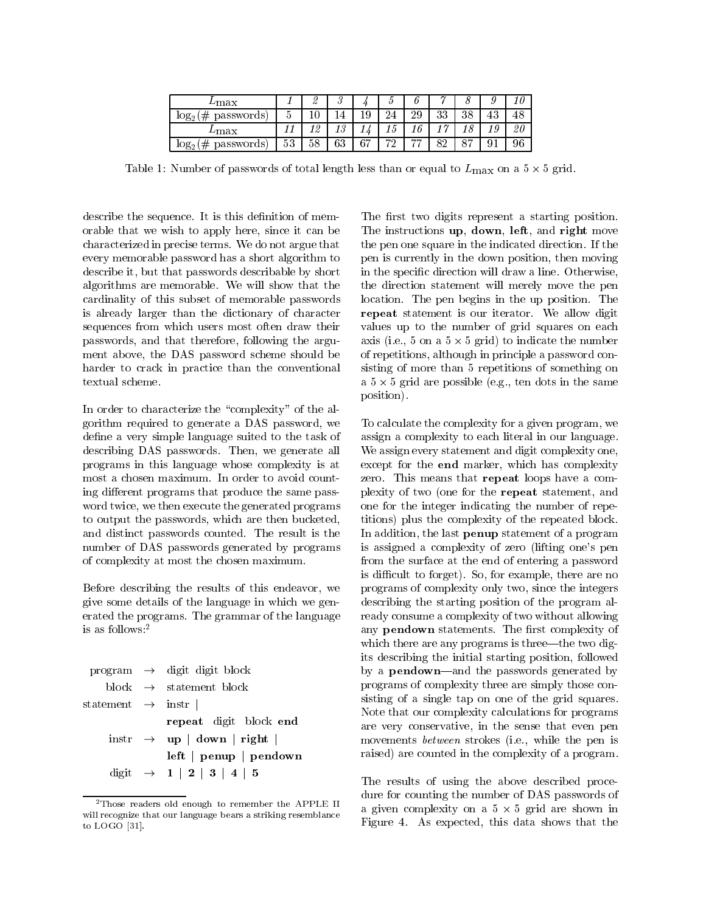| $L_{\max}$ | *1* | *2* | *3* | *4* | *5* | *6* | *7* | *8* | *9* | *10* |
|---|---|---|---|---|---|---|---|---|---|---|
| $\log_2$(# passwords) | 5 | 10 | 14 | 19 | 24 | 29 | 33 | 38 | 43 | 48 |
| $L_{\max}$ | *11* | *12* | *13* | *14* | *15* | *16* | *17* | *18* | *19* | *20* |
| $\log_2$(# passwords) | 53 | 58 | 63 | 67 | 72 | 77 | 82 | 87 | 91 | 96 |

Table 1: Number of passwords of total length less than or equal to $L_{\max}$ on a $5 \times 5$ grid.

describe the sequence. It is this definition of memorable that we wish to apply here, since it can be characterized in precise terms. We do not argue that every memorable password has a short algorithm to describe it, but that passwords describable by short algorithms are memorable. We will show that the cardinality of this subset of memorable passwords is already larger than the dictionary of character sequences from which users most often draw their passwords, and that therefore, following the argument above, the DAS password scheme should be harder to crack in practice than the conventional textual scheme.

In order to characterize the "complexity" of the algorithm required to generate a DAS password, we define a very simple language suited to the task of describing DAS passwords. Then, we generate all programs in this language whose complexity is at most a chosen maximum. In order to avoid counting different programs that produce the same password twice, we then execute the generated programs to output the passwords, which are then bucketed, and distinct passwords counted. The result is the number of DAS passwords generated by programs of complexity at most the chosen maximum.

Before describing the results of this endeavor, we give some details of the language in which we generated the programs. The grammar of the language is as follows:[2]

```
program   → digit digit block
  block   → statement block
statement → instr |
            repeat digit block end
  instr   → up | down | right |
            left | penup | pendown
  digit   → 1 | 2 | 3 | 4 | 5
```

The first two digits represent a starting position. The instructions **up**, **down**, **left**, and **right** move the pen one square in the indicated direction. If the pen is currently in the down position, then moving in the specific direction will draw a line. Otherwise, the direction statement will merely move the pen location. The pen begins in the up position. The **repeat** statement is our iterator. We allow digit values up to the number of grid squares on each axis (i.e., 5 on a $5 \times 5$ grid) to indicate the number of repetitions, although in principle a password consisting of more than 5 repetitions of something on a $5 \times 5$ grid are possible (e.g., ten dots in the same position).

To calculate the complexity for a given program, we assign a complexity to each literal in our language. We assign every statement and digit complexity one, except for the **end** marker, which has complexity zero. This means that **repeat** loops have a complexity of two (one for the **repeat** statement, and one for the integer indicating the number of repetitions) plus the complexity of the repeated block. In addition, the last **penup** statement of a program is assigned a complexity of zero (lifting one's pen from the surface at the end of entering a password is difficult to forget). So, for example, there are no programs of complexity only two, since the integers describing the starting position of the program already consume a complexity of two without allowing any **pendown** statements. The first complexity of which there are any programs is three—the two digits describing the initial starting position, followed by a **pendown**—and the passwords generated by programs of complexity three are simply those consisting of a single tap on one of the grid squares. Note that our complexity calculations for programs are very conservative, in the sense that even pen movements *between* strokes (i.e., while the pen is raised) are counted in the complexity of a program.

The results of using the above described procedure for counting the number of DAS passwords of a given complexity on a $5 \times 5$ grid are shown in Figure 4. As expected, this data shows that the

[2] Those readers old enough to remember the APPLE II will recognize that our language bears a striking resemblance to LOGO [31].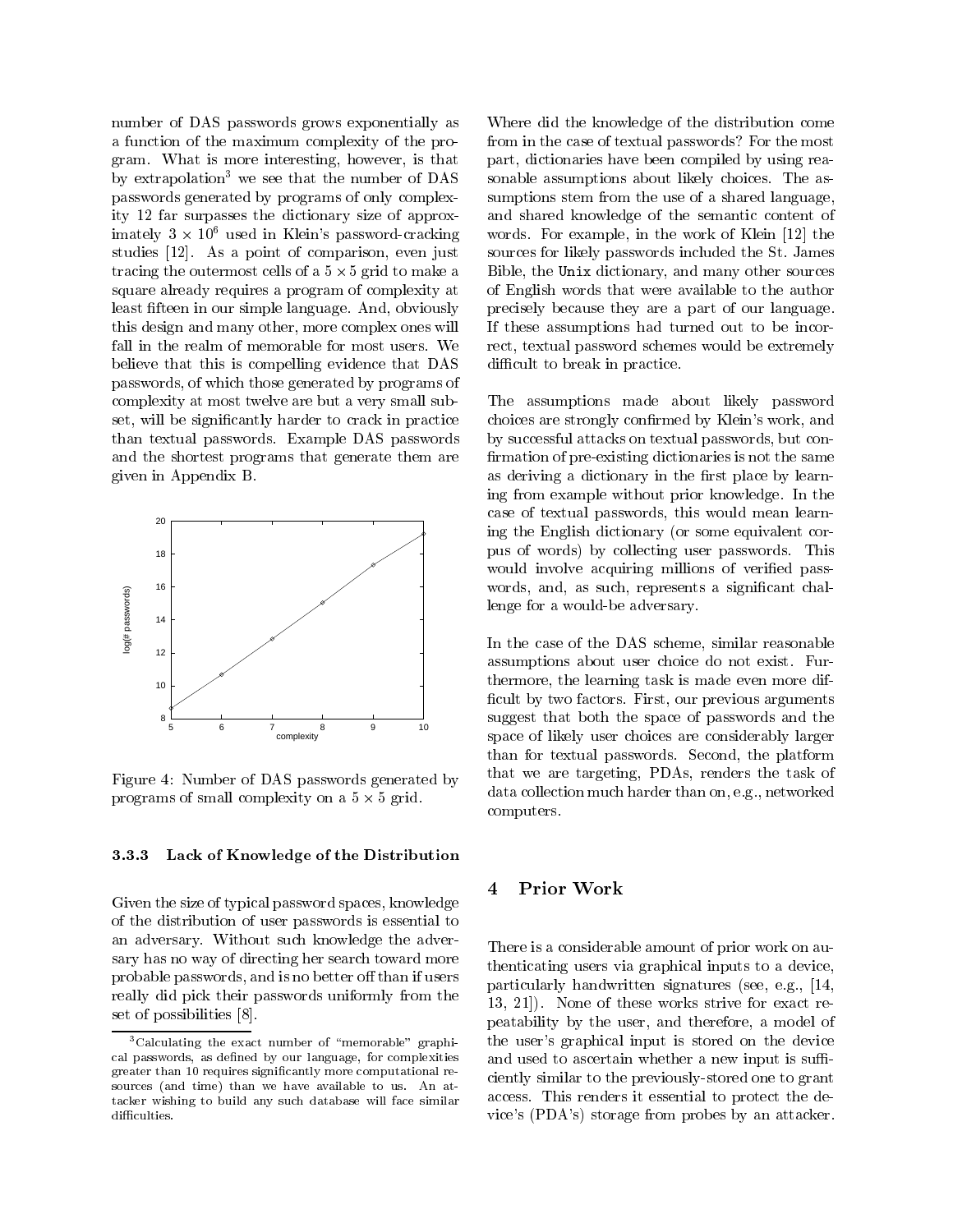number of DAS passwords grows exponentially as a function of the maximum complexity of the program. What is more interesting, however, is that by extrapolation[3] we see that the number of DAS passwords generated by programs of only complexity 12 far surpasses the dictionary size of approximately $3 \times 10^6$ used in Klein's password-cracking studies [12]. As a point of comparison, even just tracing the outermost cells of a $5 \times 5$ grid to make a square already requires a program of complexity at least fifteen in our simple language. And, obviously this design and many other, more complex ones will fall in the realm of memorable for most users. We believe that this is compelling evidence that DAS passwords, of which those generated by programs of complexity at most twelve are but a very small subset, will be significantly harder to crack in practice than textual passwords. Example DAS passwords and the shortest programs that generate them are given in Appendix B.

Figure 4: Number of DAS passwords generated by programs of small complexity on a $5 \times 5$ grid.

#### 3.3.3 Lack of Knowledge of the Distribution

Given the size of typical password spaces, knowledge of the distribution of user passwords is essential to an adversary. Without such knowledge the adversary has no way of directing her search toward more probable passwords, and is no better off than if users really did pick their passwords uniformly from the set of possibilities [8].

[3] Calculating the exact number of "memorable" graphical passwords, as defined by our language, for complexities greater than 10 requires significantly more computational resources (and time) than we have available to us. An attacker wishing to build any such database will face similar difficulties.

Where did the knowledge of the distribution come from in the case of textual passwords? For the most part, dictionaries have been compiled by using reasonable assumptions about likely choices. The assumptions stem from the use of a shared language, and shared knowledge of the semantic content of words. For example, in the work of Klein [12] the sources for likely passwords included the St. James Bible, the Unix dictionary, and many other sources of English words that were available to the author precisely because they are a part of our language. If these assumptions had turned out to be incorrect, textual password schemes would be extremely difficult to break in practice.

The assumptions made about likely password choices are strongly confirmed by Klein's work, and by successful attacks on textual passwords, but confirmation of pre-existing dictionaries is not the same as deriving a dictionary in the first place by learning from example without prior knowledge. In the case of textual passwords, this would mean learning the English dictionary (or some equivalent corpus of words) by collecting user passwords. This would involve acquiring millions of verified passwords, and, as such, represents a significant challenge for a would-be adversary.

In the case of the DAS scheme, similar reasonable assumptions about user choice do not exist. Furthermore, the learning task is made even more difficult by two factors. First, our previous arguments suggest that both the space of passwords and the space of likely user choices are considerably larger than for textual passwords. Second, the platform that we are targeting, PDAs, renders the task of data collection much harder than on, e.g., networked computers.

## 4 Prior Work

There is a considerable amount of prior work on authenticating users via graphical inputs to a device, particularly handwritten signatures (see, e.g., [14, 13, 21]). None of these works strive for exact repeatability by the user, and therefore, a model of the user's graphical input is stored on the device and used to ascertain whether a new input is sufficiently similar to the previously-stored one to grant access. This renders it essential to protect the device's (PDA's) storage from probes by an attacker.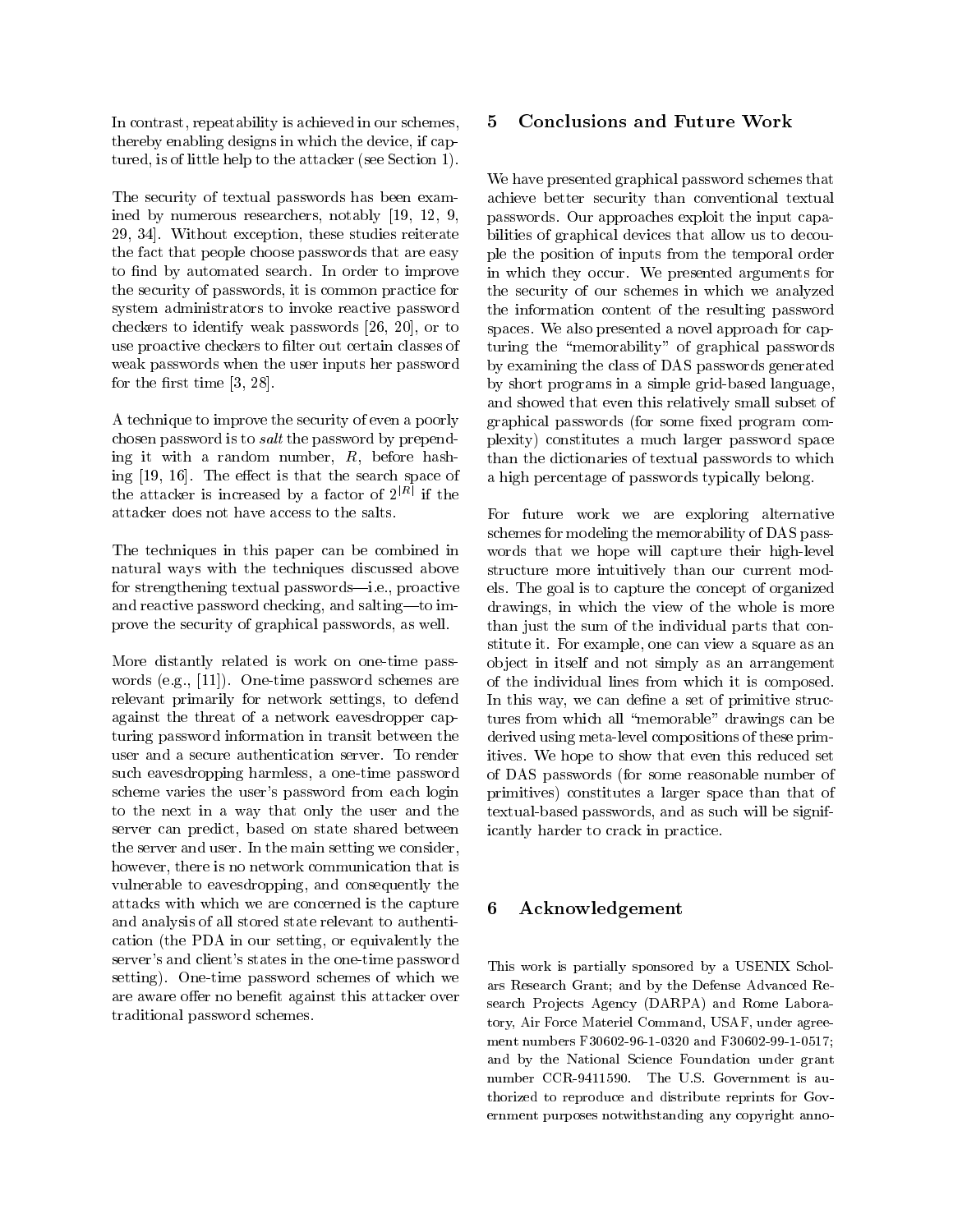In contrast, repeatability is achieved in our schemes, thereby enabling designs in which the device, if captured, is of little help to the attacker (see Section 1).

The security of textual passwords has been examined by numerous researchers, notably [19, 12, 9, 29, 34]. Without exception, these studies reiterate the fact that people choose passwords that are easy to find by automated search. In order to improve the security of passwords, it is common practice for system administrators to invoke reactive password checkers to identify weak passwords [26, 20], or to use proactive checkers to filter out certain classes of weak passwords when the user inputs her password for the first time [3, 28].

A technique to improve the security of even a poorly chosen password is to *salt* the password by prepending it with a random number, $R$, before hashing [19, 16]. The effect is that the search space of the attacker is increased by a factor of $2^{|R|}$ if the attacker does not have access to the salts.

The techniques in this paper can be combined in natural ways with the techniques discussed above for strengthening textual passwords—i.e., proactive and reactive password checking, and salting—to improve the security of graphical passwords, as well.

More distantly related is work on one-time passwords (e.g., [11]). One-time password schemes are relevant primarily for network settings, to defend against the threat of a network eavesdropper capturing password information in transit between the user and a secure authentication server. To render such eavesdropping harmless, a one-time password scheme varies the user's password from each login to the next in a way that only the user and the server can predict, based on state shared between the server and user. In the main setting we consider, however, there is no network communication that is vulnerable to eavesdropping, and consequently the attacks with which we are concerned is the capture and analysis of all stored state relevant to authentication (the PDA in our setting, or equivalently the server's and client's states in the one-time password setting). One-time password schemes of which we are aware offer no benefit against this attacker over traditional password schemes.

## 5 Conclusions and Future Work

We have presented graphical password schemes that achieve better security than conventional textual passwords. Our approaches exploit the input capabilities of graphical devices that allow us to decouple the position of inputs from the temporal order in which they occur. We presented arguments for the security of our schemes in which we analyzed the information content of the resulting password spaces. We also presented a novel approach for capturing the "memorability" of graphical passwords by examining the class of DAS passwords generated by short programs in a simple grid-based language, and showed that even this relatively small subset of graphical passwords (for some fixed program complexity) constitutes a much larger password space than the dictionaries of textual passwords to which a high percentage of passwords typically belong.

For future work we are exploring alternative schemes for modeling the memorability of DAS passwords that we hope will capture their high-level structure more intuitively than our current models. The goal is to capture the concept of organized drawings, in which the view of the whole is more than just the sum of the individual parts that constitute it. For example, one can view a square as an object in itself and not simply as an arrangement of the individual lines from which it is composed. In this way, we can define a set of primitive structures from which all "memorable" drawings can be derived using meta-level compositions of these primitives. We hope to show that even this reduced set of DAS passwords (for some reasonable number of primitives) constitutes a larger space than that of textual-based passwords, and as such will be significantly harder to crack in practice.

## 6 Acknowledgement

This work is partially sponsored by a USENIX Scholars Research Grant; and by the Defense Advanced Research Projects Agency (DARPA) and Rome Laboratory, Air Force Materiel Command, USAF, under agreement numbers F30602-96-1-0320 and F30602-99-1-0517; and by the National Science Foundation under grant number CCR-9411590. The U.S. Government is authorized to reproduce and distribute reprints for Government purposes notwithstanding any copyright anno-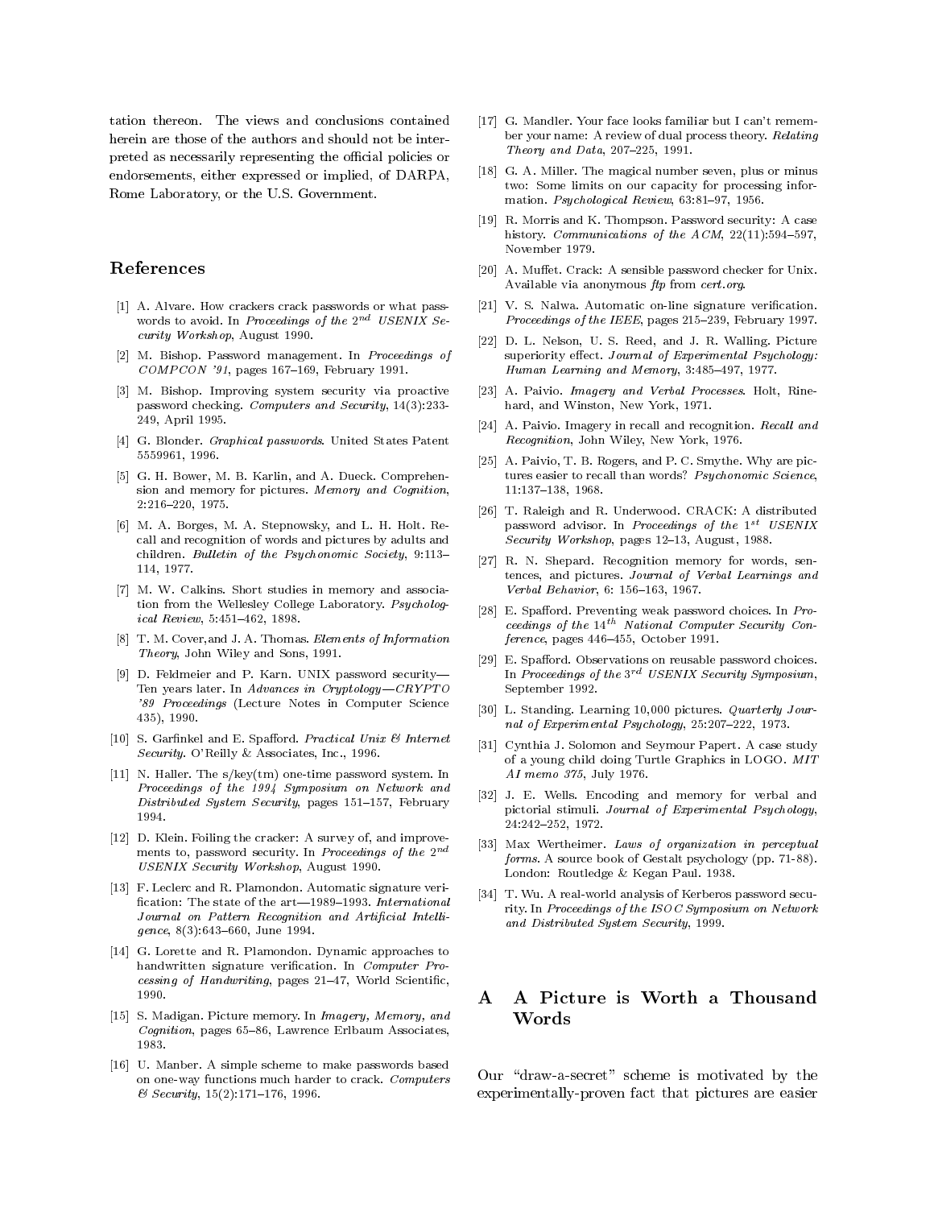tation thereon. The views and conclusions contained herein are those of the authors and should not be interpreted as necessarily representing the official policies or endorsements, either expressed or implied, of DARPA, Rome Laboratory, or the U.S. Government.

## References

[1] A. Alvare. How crackers crack passwords or what passwords to avoid. In *Proceedings of the 2nd USENIX Security Workshop*, August 1990.

[2] M. Bishop. Password management. In *Proceedings of COMPCON '91*, pages 167–169, February 1991.

[3] M. Bishop. Improving system security via proactive password checking. *Computers and Security*, 14(3):233-249, April 1995.

[4] G. Blonder. *Graphical passwords*. United States Patent 5559961, 1996.

[5] G. H. Bower, M. B. Karlin, and A. Dueck. Comprehension and memory for pictures. *Memory and Cognition*, 2:216–220, 1975.

[6] M. A. Borges, M. A. Stepnowsky, and L. H. Holt. Recall and recognition of words and pictures by adults and children. *Bulletin of the Psychonomic Society*, 9:113–114, 1977.

[7] M. W. Calkins. Short studies in memory and association from the Wellesley College Laboratory. *Psychological Review*, 5:451–462, 1898.

[8] T. M. Cover,and J. A. Thomas. *Elements of Information Theory*, John Wiley and Sons, 1991.

[9] D. Feldmeier and P. Karn. UNIX password security—Ten years later. In *Advances in Cryptology—CRYPTO '89 Proceedings* (Lecture Notes in Computer Science 435), 1990.

[10] S. Garfinkel and E. Spafford. *Practical Unix & Internet Security*. O'Reilly & Associates, Inc., 1996.

[11] N. Haller. The s/key(tm) one-time password system. In *Proceedings of the 1994 Symposium on Network and Distributed System Security*, pages 151–157, February 1994.

[12] D. Klein. Foiling the cracker: A survey of, and improvements to, password security. In *Proceedings of the 2nd USENIX Security Workshop*, August 1990.

[13] F. Leclerc and R. Plamondon. Automatic signature verification: The state of the art—1989–1993. *International Journal on Pattern Recognition and Artificial Intelligence*, 8(3):643–660, June 1994.

[14] G. Lorette and R. Plamondon. Dynamic approaches to handwritten signature verification. In *Computer Processing of Handwriting*, pages 21–47, World Scientific, 1990.

[15] S. Madigan. Picture memory. In *Imagery, Memory, and Cognition*, pages 65–86, Lawrence Erlbaum Associates, 1983.

[16] U. Manber. A simple scheme to make passwords based on one-way functions much harder to crack. *Computers & Security*, 15(2):171–176, 1996.

[17] G. Mandler. Your face looks familiar but I can't remember your name: A review of dual process theory. *Relating Theory and Data*, 207–225, 1991.

[18] G. A. Miller. The magical number seven, plus or minus two: Some limits on our capacity for processing information. *Psychological Review*, 63:81–97, 1956.

[19] R. Morris and K. Thompson. Password security: A case history. *Communications of the ACM*, 22(11):594–597, November 1979.

[20] A. Muffet. Crack: A sensible password checker for Unix. Available via anonymous *ftp* from *cert.org*.

[21] V. S. Nalwa. Automatic on-line signature verification. *Proceedings of the IEEE*, pages 215–239, February 1997.

[22] D. L. Nelson, U. S. Reed, and J. R. Walling. Picture superiority effect. *Journal of Experimental Psychology: Human Learning and Memory*, 3:485–497, 1977.

[23] A. Paivio. *Imagery and Verbal Processes*. Holt, Rinehard, and Winston, New York, 1971.

[24] A. Paivio. Imagery in recall and recognition. *Recall and Recognition*, John Wiley, New York, 1976.

[25] A. Paivio, T. B. Rogers, and P. C. Smythe. Why are pictures easier to recall than words? *Psychonomic Science*, 11:137–138, 1968.

[26] T. Raleigh and R. Underwood. CRACK: A distributed password advisor. In *Proceedings of the 1st USENIX Security Workshop*, pages 12–13, August, 1988.

[27] R. N. Shepard. Recognition memory for words, sentences, and pictures. *Journal of Verbal Learnings and Verbal Behavior*, 6: 156–163, 1967.

[28] E. Spafford. Preventing weak password choices. In *Proceedings of the 14th National Computer Security Conference*, pages 446–455, October 1991.

[29] E. Spafford. Observations on reusable password choices. In *Proceedings of the 3rd USENIX Security Symposium*, September 1992.

[30] L. Standing. Learning 10,000 pictures. *Quarterly Journal of Experimental Psychology*, 25:207–222, 1973.

[31] Cynthia J. Solomon and Seymour Papert. A case study of a young child doing Turtle Graphics in LOGO. *MIT AI memo 375*, July 1976.

[32] J. E. Wells. Encoding and memory for verbal and pictorial stimuli. *Journal of Experimental Psychology*, 24:242–252, 1972.

[33] Max Wertheimer. *Laws of organization in perceptual forms*. A source book of Gestalt psychology (pp. 71-88). London: Routledge & Kegan Paul. 1938.

[34] T. Wu. A real-world analysis of Kerberos password security. In *Proceedings of the ISOC Symposium on Network and Distributed System Security*, 1999.

## A A Picture is Worth a Thousand Words

Our "draw-a-secret" scheme is motivated by the experimentally-proven fact that pictures are easier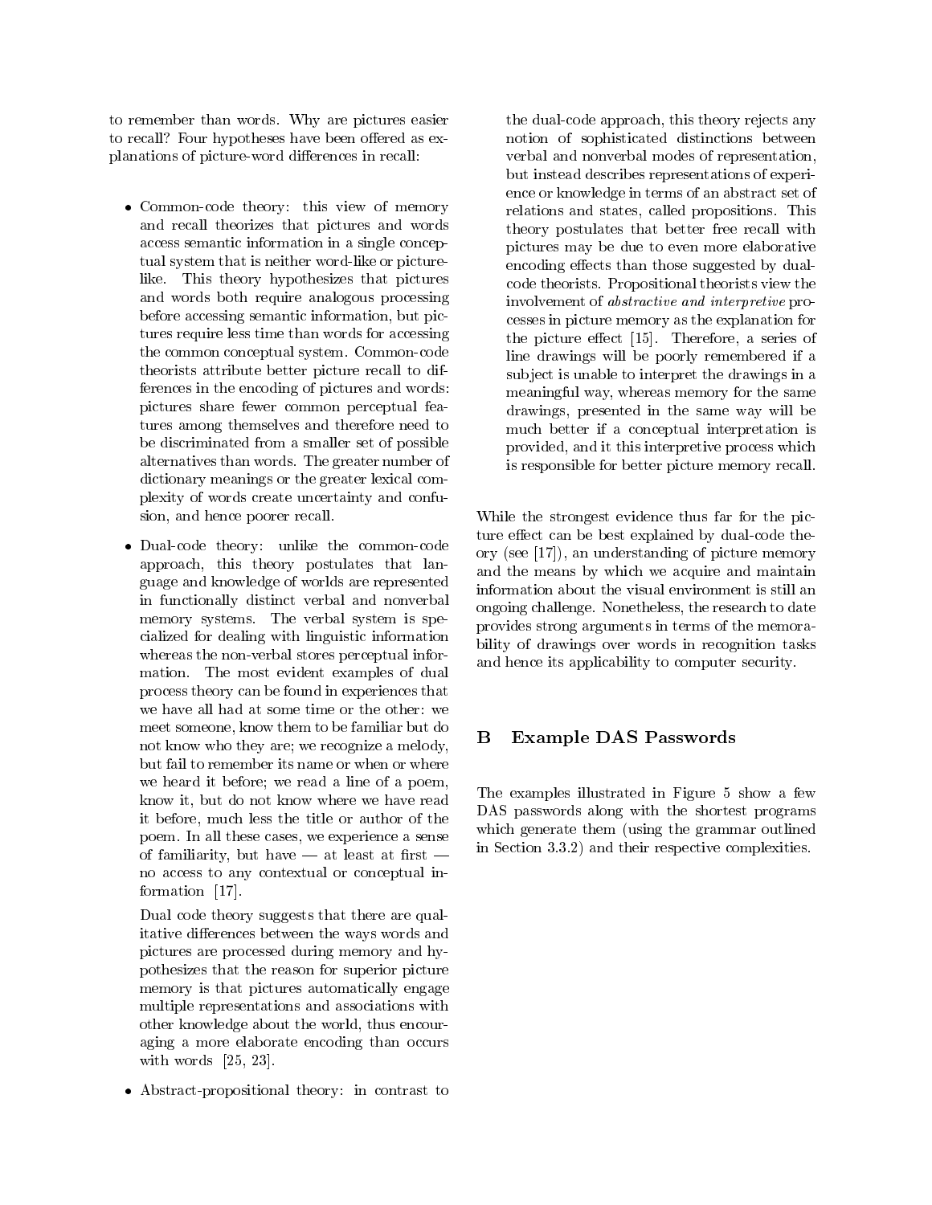to remember than words. Why are pictures easier to recall? Four hypotheses have been offered as explanations of picture-word differences in recall:

- Common-code theory: this view of memory and recall theorizes that pictures and words access semantic information in a single conceptual system that is neither word-like or picture-like. This theory hypothesizes that pictures and words both require analogous processing before accessing semantic information, but pictures require less time than words for accessing the common conceptual system. Common-code theorists attribute better picture recall to differences in the encoding of pictures and words: pictures share fewer common perceptual features among themselves and therefore need to be discriminated from a smaller set of possible alternatives than words. The greater number of dictionary meanings or the greater lexical complexity of words create uncertainty and confusion, and hence poorer recall.

- Dual-code theory: unlike the common-code approach, this theory postulates that language and knowledge of worlds are represented in functionally distinct verbal and nonverbal memory systems. The verbal system is specialized for dealing with linguistic information whereas the non-verbal stores perceptual information. The most evident examples of dual process theory can be found in experiences that we have all had at some time or the other: we meet someone, know them to be familiar but do not know who they are; we recognize a melody, but fail to remember its name or when or where we heard it before; we read a line of a poem, know it, but do not know where we have read it before, much less the title or author of the poem. In all these cases, we experience a sense of familiarity, but have — at least at first — no access to any contextual or conceptual information [17].

  Dual code theory suggests that there are qualitative differences between the ways words and pictures are processed during memory and hypothesizes that the reason for superior picture memory is that pictures automatically engage multiple representations and associations with other knowledge about the world, thus encouraging a more elaborate encoding than occurs with words [25, 23].

- Abstract-propositional theory: in contrast to the dual-code approach, this theory rejects any notion of sophisticated distinctions between verbal and nonverbal modes of representation, but instead describes representations of experience or knowledge in terms of an abstract set of relations and states, called propositions. This theory postulates that better free recall with pictures may be due to even more elaborative encoding effects than those suggested by dual-code theorists. Propositional theorists view the involvement of *abstractive and interpretive* processes in picture memory as the explanation for the picture effect [15]. Therefore, a series of line drawings will be poorly remembered if a subject is unable to interpret the drawings in a meaningful way, whereas memory for the same drawings, presented in the same way will be much better if a conceptual interpretation is provided, and it this interpretive process which is responsible for better picture memory recall.

While the strongest evidence thus far for the picture effect can be best explained by dual-code theory (see [17]), an understanding of picture memory and the means by which we acquire and maintain information about the visual environment is still an ongoing challenge. Nonetheless, the research to date provides strong arguments in terms of the memorability of drawings over words in recognition tasks and hence its applicability to computer security.

# B Example DAS Passwords

The examples illustrated in Figure 5 show a few DAS passwords along with the shortest programs which generate them (using the grammar outlined in Section 3.3.2) and their respective complexities.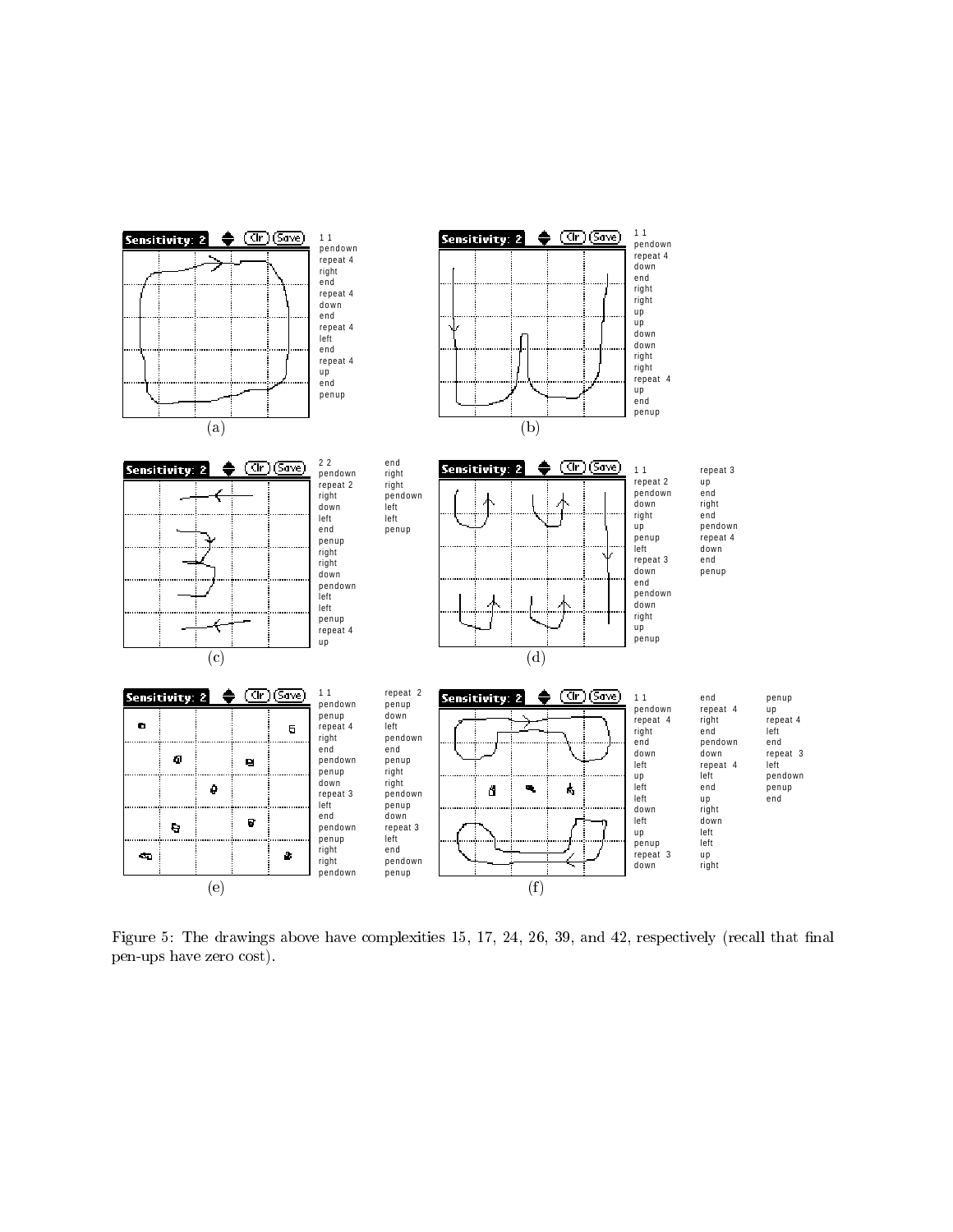(a)

```
1 1
pendown
repeat 4
right
end
repeat 4
down
end
repeat 4
left
end
repeat 4
up
end
penup
```

(b)

```
1 1
pendown
repeat 4
down
end
right
right
up
up
down
down
right
right
repeat 4
up
end
penup
```

(c)

```
2 2
pendown
repeat 2
right
down
left
end
penup
right
right
down
pendown
left
left
penup
repeat 4
up
end
right
right
pendown
left
left
penup
```

(d)

```
1 1
repeat 2
pendown
down
right
up
penup
left
repeat 3
down
end
pendown
down
right
up
penup
repeat 3
up
end
right
end
pendown
repeat 4
down
end
penup
```

(e)

```
1 1
pendown
penup
repeat 4
right
end
pendown
penup
down
repeat 3
left
end
pendown
penup
right
right
pendown
repeat 2
penup
down
left
pendown
end
penup
right
right
pendown
penup
down
repeat 3
left
end
pendown
penup
```

(f)

```
1 1
pendown
repeat 4
right
end
down
left
up
left
left
down
left
up
penup
repeat 3
down
end
repeat 4
right
end
pendown
down
repeat 4
left
end
up
right
down
left
left
up
right
penup
up
repeat 4
left
end
repeat 3
left
pendown
penup
end
```

Figure 5: The drawings above have complexities 15, 17, 24, 26, 39, and 42, respectively (recall that final pen-ups have zero cost).